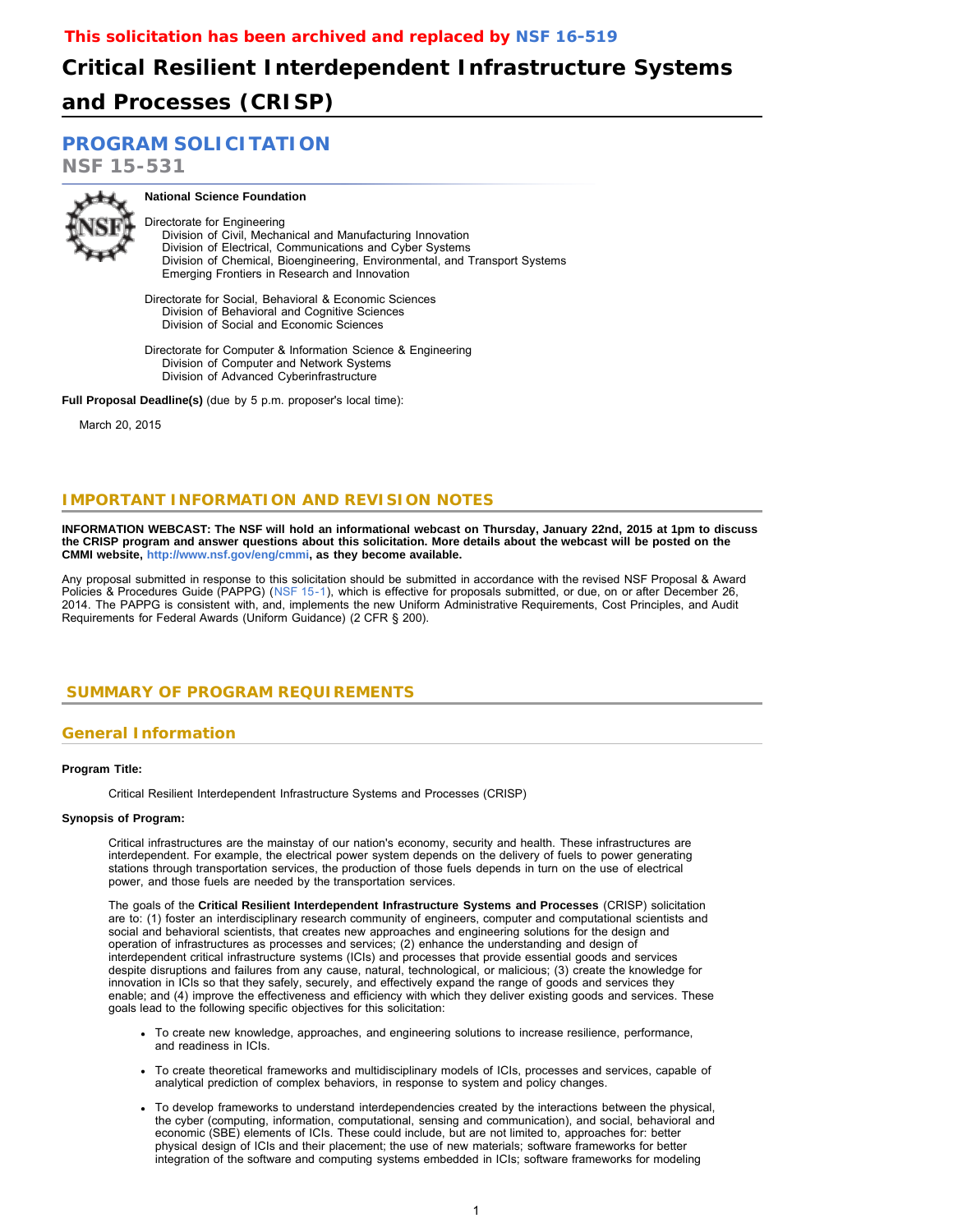**This solicitation has been archived and replaced by NSF 16-519**

# Critical Resilient Interdependent Infrastructure Systems and Processes (CRISP)

## PROGRAM SOLICITATION

**NSF 15-531**

**National Science Foundation**

Directorate for Engineering
- Division of Civil, Mechanical and Manufacturing Innovation
- Division of Electrical, Communications and Cyber Systems
- Division of Chemical, Bioengineering, Environmental, and Transport Systems
- Emerging Frontiers in Research and Innovation

Directorate for Social, Behavioral & Economic Sciences
- Division of Behavioral and Cognitive Sciences
- Division of Social and Economic Sciences

Directorate for Computer & Information Science & Engineering
- Division of Computer and Network Systems
- Division of Advanced Cyberinfrastructure

**Full Proposal Deadline(s)** (due by 5 p.m. proposer's local time):

March 20, 2015

## IMPORTANT INFORMATION AND REVISION NOTES

**INFORMATION WEBCAST: The NSF will hold an informational webcast on Thursday, January 22nd, 2015 at 1pm to discuss the CRISP program and answer questions about this solicitation. More details about the webcast will be posted on the CMMI website, http://www.nsf.gov/eng/cmmi, as they become available.**

Any proposal submitted in response to this solicitation should be submitted in accordance with the revised NSF Proposal & Award Policies & Procedures Guide (PAPPG) (NSF 15-1), which is effective for proposals submitted, or due, on or after December 26, 2014. The PAPPG is consistent with, and, implements the new Uniform Administrative Requirements, Cost Principles, and Audit Requirements for Federal Awards (Uniform Guidance) (2 CFR § 200).

## SUMMARY OF PROGRAM REQUIREMENTS

### General Information

**Program Title:**

Critical Resilient Interdependent Infrastructure Systems and Processes (CRISP)

**Synopsis of Program:**

Critical infrastructures are the mainstay of our nation's economy, security and health. These infrastructures are interdependent. For example, the electrical power system depends on the delivery of fuels to power generating stations through transportation services, the production of those fuels depends in turn on the use of electrical power, and those fuels are needed by the transportation services.

The goals of the **Critical Resilient Interdependent Infrastructure Systems and Processes** (CRISP) solicitation are to: (1) foster an interdisciplinary research community of engineers, computer and computational scientists and social and behavioral scientists, that creates new approaches and engineering solutions for the design and operation of infrastructures as processes and services; (2) enhance the understanding and design of interdependent critical infrastructure systems (ICIs) and processes that provide essential goods and services despite disruptions and failures from any cause, natural, technological, or malicious; (3) create the knowledge for innovation in ICIs so that they safely, securely, and effectively expand the range of goods and services they enable; and (4) improve the effectiveness and efficiency with which they deliver existing goods and services. These goals lead to the following specific objectives for this solicitation:

- To create new knowledge, approaches, and engineering solutions to increase resilience, performance, and readiness in ICIs.
- To create theoretical frameworks and multidisciplinary models of ICIs, processes and services, capable of analytical prediction of complex behaviors, in response to system and policy changes.
- To develop frameworks to understand interdependencies created by the interactions between the physical, the cyber (computing, information, computational, sensing and communication), and social, behavioral and economic (SBE) elements of ICIs. These could include, but are not limited to, approaches for: better physical design of ICIs and their placement; the use of new materials; software frameworks for better integration of the software and computing systems embedded in ICIs; software frameworks for modeling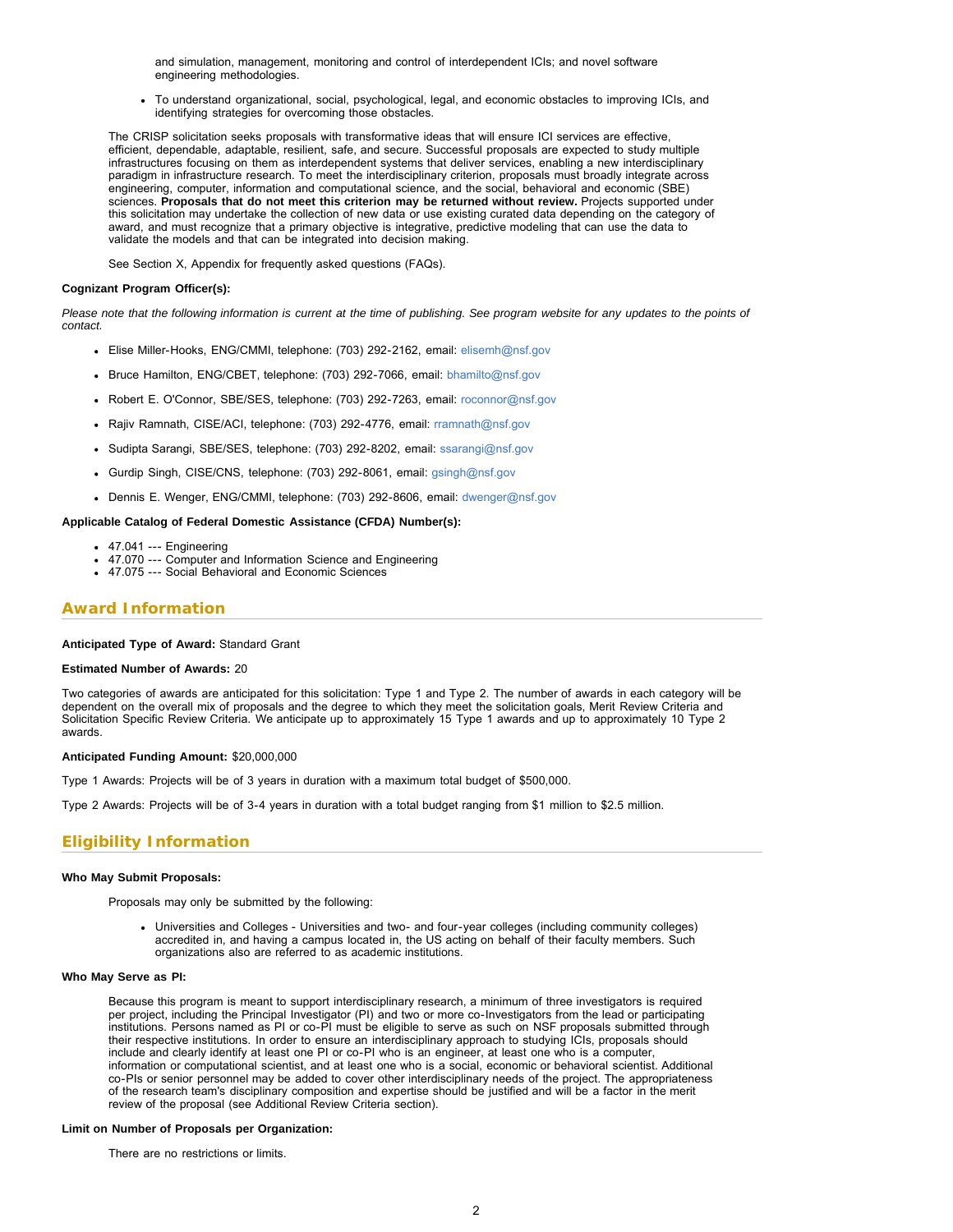and simulation, management, monitoring and control of interdependent ICIs; and novel software engineering methodologies.

- To understand organizational, social, psychological, legal, and economic obstacles to improving ICIs, and identifying strategies for overcoming those obstacles.

The CRISP solicitation seeks proposals with transformative ideas that will ensure ICI services are effective, efficient, dependable, adaptable, resilient, safe, and secure. Successful proposals are expected to study multiple infrastructures focusing on them as interdependent systems that deliver services, enabling a new interdisciplinary paradigm in infrastructure research. To meet the interdisciplinary criterion, proposals must broadly integrate across engineering, computer, information and computational science, and the social, behavioral and economic (SBE) sciences. **Proposals that do not meet this criterion may be returned without review.** Projects supported under this solicitation may undertake the collection of new data or use existing curated data depending on the category of award, and must recognize that a primary objective is integrative, predictive modeling that can use the data to validate the models and that can be integrated into decision making.

See Section X, Appendix for frequently asked questions (FAQs).

**Cognizant Program Officer(s):**

*Please note that the following information is current at the time of publishing. See program website for any updates to the points of contact.*

- Elise Miller-Hooks, ENG/CMMI, telephone: (703) 292-2162, email: elisemh@nsf.gov
- Bruce Hamilton, ENG/CBET, telephone: (703) 292-7066, email: bhamilto@nsf.gov
- Robert E. O'Connor, SBE/SES, telephone: (703) 292-7263, email: roconnor@nsf.gov
- Rajiv Ramnath, CISE/ACI, telephone: (703) 292-4776, email: rramnath@nsf.gov
- Sudipta Sarangi, SBE/SES, telephone: (703) 292-8202, email: ssarangi@nsf.gov
- Gurdip Singh, CISE/CNS, telephone: (703) 292-8061, email: gsingh@nsf.gov
- Dennis E. Wenger, ENG/CMMI, telephone: (703) 292-8606, email: dwenger@nsf.gov

**Applicable Catalog of Federal Domestic Assistance (CFDA) Number(s):**

- 47.041 --- Engineering
- 47.070 --- Computer and Information Science and Engineering
- 47.075 --- Social Behavioral and Economic Sciences

## Award Information

**Anticipated Type of Award:** Standard Grant

**Estimated Number of Awards:** 20

Two categories of awards are anticipated for this solicitation: Type 1 and Type 2. The number of awards in each category will be dependent on the overall mix of proposals and the degree to which they meet the solicitation goals, Merit Review Criteria and Solicitation Specific Review Criteria. We anticipate up to approximately 15 Type 1 awards and up to approximately 10 Type 2 awards.

**Anticipated Funding Amount:** $20,000,000

Type 1 Awards: Projects will be of 3 years in duration with a maximum total budget of $500,000.

Type 2 Awards: Projects will be of 3-4 years in duration with a total budget ranging from $1 million to $2.5 million.

## Eligibility Information

**Who May Submit Proposals:**

Proposals may only be submitted by the following:

- Universities and Colleges - Universities and two- and four-year colleges (including community colleges) accredited in, and having a campus located in, the US acting on behalf of their faculty members. Such organizations also are referred to as academic institutions.

**Who May Serve as PI:**

Because this program is meant to support interdisciplinary research, a minimum of three investigators is required per project, including the Principal Investigator (PI) and two or more co-Investigators from the lead or participating institutions. Persons named as PI or co-PI must be eligible to serve as such on NSF proposals submitted through their respective institutions. In order to ensure an interdisciplinary approach to studying ICIs, proposals should include and clearly identify at least one PI or co-PI who is an engineer, at least one who is a computer, information or computational scientist, and at least one who is a social, economic or behavioral scientist. Additional co-PIs or senior personnel may be added to cover other interdisciplinary needs of the project. The appropriateness of the research team's disciplinary composition and expertise should be justified and will be a factor in the merit review of the proposal (see Additional Review Criteria section).

**Limit on Number of Proposals per Organization:**

There are no restrictions or limits.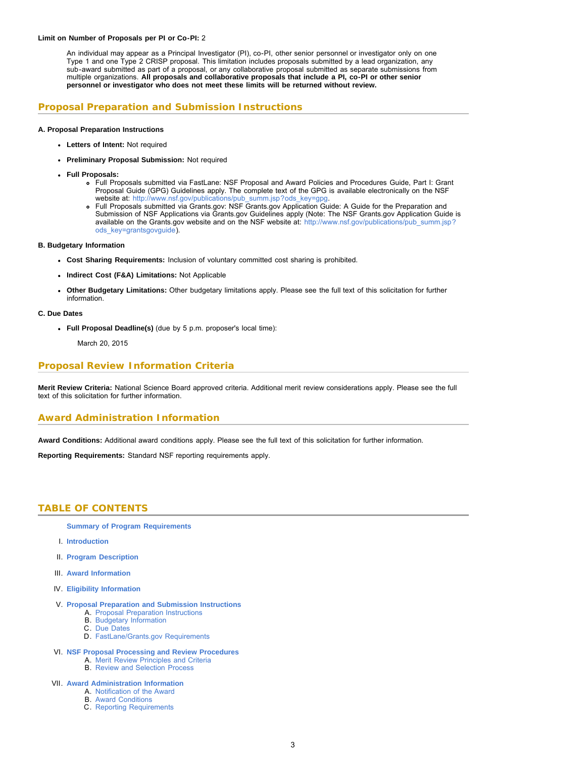**Limit on Number of Proposals per PI or Co-PI:** 2

An individual may appear as a Principal Investigator (PI), co-PI, other senior personnel or investigator only on one Type 1 and one Type 2 CRISP proposal. This limitation includes proposals submitted by a lead organization, any sub-award submitted as part of a proposal, or any collaborative proposal submitted as separate submissions from multiple organizations. **All proposals and collaborative proposals that include a PI, co-PI or other senior personnel or investigator who does not meet these limits will be returned without review.**

## Proposal Preparation and Submission Instructions

**A. Proposal Preparation Instructions**

- **Letters of Intent:** Not required
- **Preliminary Proposal Submission:** Not required
- **Full Proposals:**
  - Full Proposals submitted via FastLane: NSF Proposal and Award Policies and Procedures Guide, Part I: Grant Proposal Guide (GPG) Guidelines apply. The complete text of the GPG is available electronically on the NSF website at: http://www.nsf.gov/publications/pub_summ.jsp?ods_key=gpg.
  - Full Proposals submitted via Grants.gov: NSF Grants.gov Application Guide: A Guide for the Preparation and Submission of NSF Applications via Grants.gov Guidelines apply (Note: The NSF Grants.gov Application Guide is available on the Grants.gov website and on the NSF website at: http://www.nsf.gov/publications/pub_summ.jsp?ods_key=grantsgovguide).

**B. Budgetary Information**

- **Cost Sharing Requirements:** Inclusion of voluntary committed cost sharing is prohibited.
- **Indirect Cost (F&A) Limitations:** Not Applicable
- **Other Budgetary Limitations:** Other budgetary limitations apply. Please see the full text of this solicitation for further information.

**C. Due Dates**

- **Full Proposal Deadline(s)** (due by 5 p.m. proposer's local time):

  March 20, 2015

## Proposal Review Information Criteria

**Merit Review Criteria:** National Science Board approved criteria. Additional merit review considerations apply. Please see the full text of this solicitation for further information.

## Award Administration Information

**Award Conditions:** Additional award conditions apply. Please see the full text of this solicitation for further information.

**Reporting Requirements:** Standard NSF reporting requirements apply.

## TABLE OF CONTENTS

**Summary of Program Requirements**

I. **Introduction**

II. **Program Description**

III. **Award Information**

IV. **Eligibility Information**

V. **Proposal Preparation and Submission Instructions**
   A. Proposal Preparation Instructions
   B. Budgetary Information
   C. Due Dates
   D. FastLane/Grants.gov Requirements

VI. **NSF Proposal Processing and Review Procedures**
   A. Merit Review Principles and Criteria
   B. Review and Selection Process

VII. **Award Administration Information**
   A. Notification of the Award
   B. Award Conditions
   C. Reporting Requirements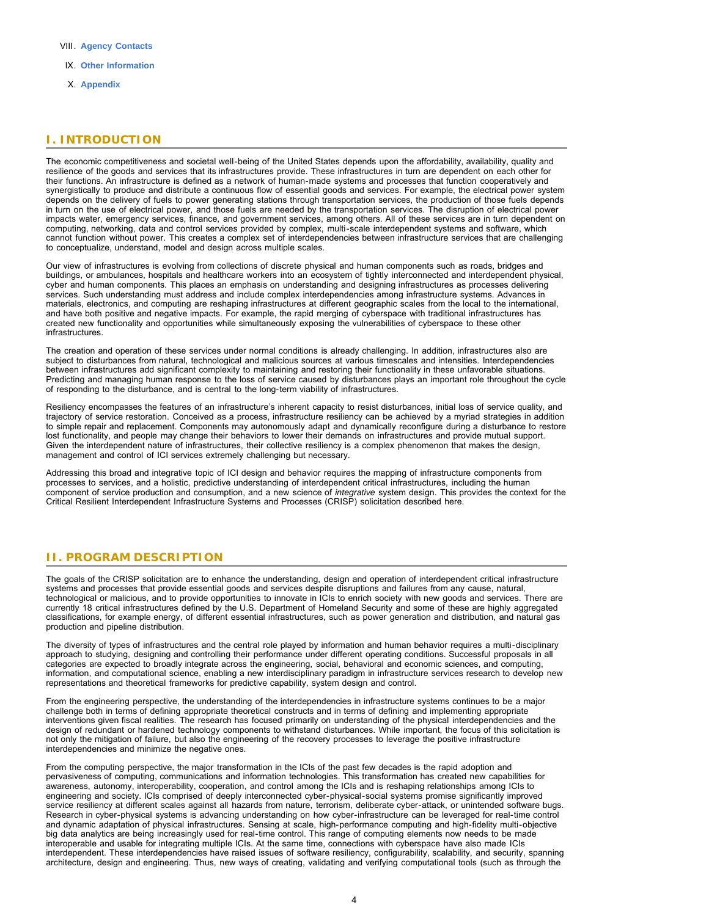VIII. **Agency Contacts**

IX. **Other Information**

X. **Appendix**

## I. INTRODUCTION

The economic competitiveness and societal well-being of the United States depends upon the affordability, availability, quality and resilience of the goods and services that its infrastructures provide. These infrastructures in turn are dependent on each other for their functions. An infrastructure is defined as a network of human-made systems and processes that function cooperatively and synergistically to produce and distribute a continuous flow of essential goods and services. For example, the electrical power system depends on the delivery of fuels to power generating stations through transportation services, the production of those fuels depends in turn on the use of electrical power, and those fuels are needed by the transportation services. The disruption of electrical power impacts water, emergency services, finance, and government services, among others. All of these services are in turn dependent on computing, networking, data and control services provided by complex, multi-scale interdependent systems and software, which cannot function without power. This creates a complex set of interdependencies between infrastructure services that are challenging to conceptualize, understand, model and design across multiple scales.

Our view of infrastructures is evolving from collections of discrete physical and human components such as roads, bridges and buildings, or ambulances, hospitals and healthcare workers into an ecosystem of tightly interconnected and interdependent physical, cyber and human components. This places an emphasis on understanding and designing infrastructures as processes delivering services. Such understanding must address and include complex interdependencies among infrastructure systems. Advances in materials, electronics, and computing are reshaping infrastructures at different geographic scales from the local to the international, and have both positive and negative impacts. For example, the rapid merging of cyberspace with traditional infrastructures has created new functionality and opportunities while simultaneously exposing the vulnerabilities of cyberspace to these other infrastructures.

The creation and operation of these services under normal conditions is already challenging. In addition, infrastructures also are subject to disturbances from natural, technological and malicious sources at various timescales and intensities. Interdependencies between infrastructures add significant complexity to maintaining and restoring their functionality in these unfavorable situations. Predicting and managing human response to the loss of service caused by disturbances plays an important role throughout the cycle of responding to the disturbance, and is central to the long-term viability of infrastructures.

Resiliency encompasses the features of an infrastructure's inherent capacity to resist disturbances, initial loss of service quality, and trajectory of service restoration. Conceived as a process, infrastructure resiliency can be achieved by a myriad strategies in addition to simple repair and replacement. Components may autonomously adapt and dynamically reconfigure during a disturbance to restore lost functionality, and people may change their behaviors to lower their demands on infrastructures and provide mutual support. Given the interdependent nature of infrastructures, their collective resiliency is a complex phenomenon that makes the design, management and control of ICI services extremely challenging but necessary.

Addressing this broad and integrative topic of ICI design and behavior requires the mapping of infrastructure components from processes to services, and a holistic, predictive understanding of interdependent critical infrastructures, including the human component of service production and consumption, and a new science of *integrative* system design. This provides the context for the Critical Resilient Interdependent Infrastructure Systems and Processes (CRISP) solicitation described here.

## II. PROGRAM DESCRIPTION

The goals of the CRISP solicitation are to enhance the understanding, design and operation of interdependent critical infrastructure systems and processes that provide essential goods and services despite disruptions and failures from any cause, natural, technological or malicious, and to provide opportunities to innovate in ICIs to enrich society with new goods and services. There are currently 18 critical infrastructures defined by the U.S. Department of Homeland Security and some of these are highly aggregated classifications, for example energy, of different essential infrastructures, such as power generation and distribution, and natural gas production and pipeline distribution.

The diversity of types of infrastructures and the central role played by information and human behavior requires a multi-disciplinary approach to studying, designing and controlling their performance under different operating conditions. Successful proposals in all categories are expected to broadly integrate across the engineering, social, behavioral and economic sciences, and computing, information, and computational science, enabling a new interdisciplinary paradigm in infrastructure services research to develop new representations and theoretical frameworks for predictive capability, system design and control.

From the engineering perspective, the understanding of the interdependencies in infrastructure systems continues to be a major challenge both in terms of defining appropriate theoretical constructs and in terms of defining and implementing appropriate interventions given fiscal realities. The research has focused primarily on understanding of the physical interdependencies and the design of redundant or hardened technology components to withstand disturbances. While important, the focus of this solicitation is not only the mitigation of failure, but also the engineering of the recovery processes to leverage the positive infrastructure interdependencies and minimize the negative ones.

From the computing perspective, the major transformation in the ICIs of the past few decades is the rapid adoption and pervasiveness of computing, communications and information technologies. This transformation has created new capabilities for awareness, autonomy, interoperability, cooperation, and control among the ICIs and is reshaping relationships among ICIs to engineering and society. ICIs comprised of deeply interconnected cyber-physical-social systems promise significantly improved service resiliency at different scales against all hazards from nature, terrorism, deliberate cyber-attack, or unintended software bugs. Research in cyber-physical systems is advancing understanding on how cyber-infrastructure can be leveraged for real-time control and dynamic adaptation of physical infrastructures. Sensing at scale, high-performance computing and high-fidelity multi-objective big data analytics are being increasingly used for real-time control. This range of computing elements now needs to be made interoperable and usable for integrating multiple ICIs. At the same time, connections with cyberspace have also made ICIs interdependent. These interdependencies have raised issues of software resiliency, configurability, scalability, and security, spanning architecture, design and engineering. Thus, new ways of creating, validating and verifying computational tools (such as through the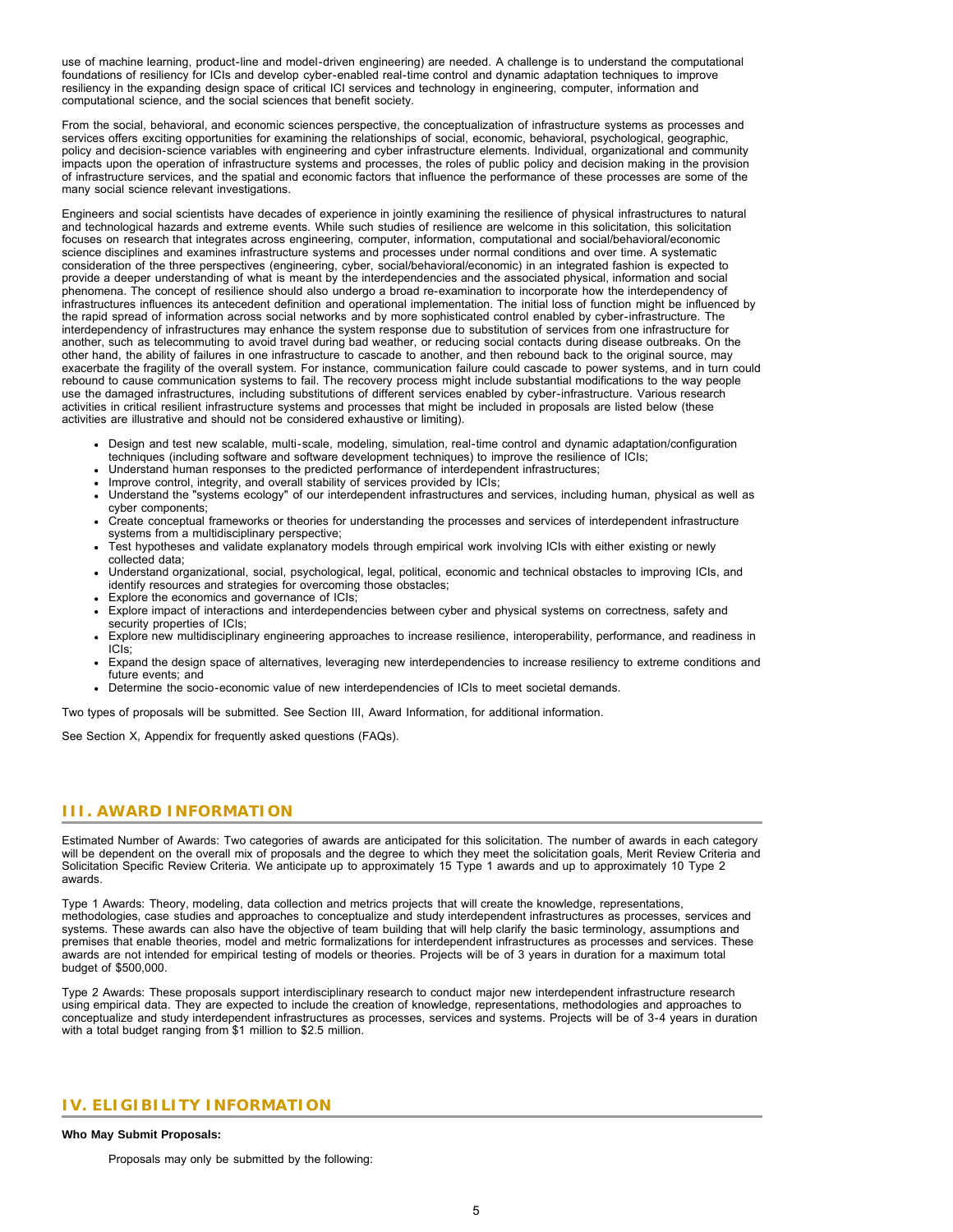use of machine learning, product-line and model-driven engineering) are needed. A challenge is to understand the computational foundations of resiliency for ICIs and develop cyber-enabled real-time control and dynamic adaptation techniques to improve resiliency in the expanding design space of critical ICI services and technology in engineering, computer, information and computational science, and the social sciences that benefit society.

From the social, behavioral, and economic sciences perspective, the conceptualization of infrastructure systems as processes and services offers exciting opportunities for examining the relationships of social, economic, behavioral, psychological, geographic, policy and decision-science variables with engineering and cyber infrastructure elements. Individual, organizational and community impacts upon the operation of infrastructure systems and processes, the roles of public policy and decision making in the provision of infrastructure services, and the spatial and economic factors that influence the performance of these processes are some of the many social science relevant investigations.

Engineers and social scientists have decades of experience in jointly examining the resilience of physical infrastructures to natural and technological hazards and extreme events. While such studies of resilience are welcome in this solicitation, this solicitation focuses on research that integrates across engineering, computer, information, computational and social/behavioral/economic science disciplines and examines infrastructure systems and processes under normal conditions and over time. A systematic consideration of the three perspectives (engineering, cyber, social/behavioral/economic) in an integrated fashion is expected to provide a deeper understanding of what is meant by the interdependencies and the associated physical, information and social phenomena. The concept of resilience should also undergo a broad re-examination to incorporate how the interdependency of infrastructures influences its antecedent definition and operational implementation. The initial loss of function might be influenced by the rapid spread of information across social networks and by more sophisticated control enabled by cyber-infrastructure. The interdependency of infrastructures may enhance the system response due to substitution of services from one infrastructure for another, such as telecommuting to avoid travel during bad weather, or reducing social contacts during disease outbreaks. On the other hand, the ability of failures in one infrastructure to cascade to another, and then rebound back to the original source, may exacerbate the fragility of the overall system. For instance, communication failure could cascade to power systems, and in turn could rebound to cause communication systems to fail. The recovery process might include substantial modifications to the way people use the damaged infrastructures, including substitutions of different services enabled by cyber-infrastructure. Various research activities in critical resilient infrastructure systems and processes that might be included in proposals are listed below (these activities are illustrative and should not be considered exhaustive or limiting).

- Design and test new scalable, multi-scale, modeling, simulation, real-time control and dynamic adaptation/configuration techniques (including software and software development techniques) to improve the resilience of ICIs;
- Understand human responses to the predicted performance of interdependent infrastructures;
- Improve control, integrity, and overall stability of services provided by ICIs;
- Understand the "systems ecology" of our interdependent infrastructures and services, including human, physical as well as cyber components;
- Create conceptual frameworks or theories for understanding the processes and services of interdependent infrastructure systems from a multidisciplinary perspective;
- Test hypotheses and validate explanatory models through empirical work involving ICIs with either existing or newly collected data;
- Understand organizational, social, psychological, legal, political, economic and technical obstacles to improving ICIs, and identify resources and strategies for overcoming those obstacles;
- Explore the economics and governance of ICIs;
- Explore impact of interactions and interdependencies between cyber and physical systems on correctness, safety and security properties of ICIs;
- Explore new multidisciplinary engineering approaches to increase resilience, interoperability, performance, and readiness in ICIs;
- Expand the design space of alternatives, leveraging new interdependencies to increase resiliency to extreme conditions and future events; and
- Determine the socio-economic value of new interdependencies of ICIs to meet societal demands.

Two types of proposals will be submitted. See Section III, Award Information, for additional information.

See Section X, Appendix for frequently asked questions (FAQs).

## III. AWARD INFORMATION

Estimated Number of Awards: Two categories of awards are anticipated for this solicitation. The number of awards in each category will be dependent on the overall mix of proposals and the degree to which they meet the solicitation goals, Merit Review Criteria and Solicitation Specific Review Criteria. We anticipate up to approximately 15 Type 1 awards and up to approximately 10 Type 2 awards.

Type 1 Awards: Theory, modeling, data collection and metrics projects that will create the knowledge, representations, methodologies, case studies and approaches to conceptualize and study interdependent infrastructures as processes, services and systems. These awards can also have the objective of team building that will help clarify the basic terminology, assumptions and premises that enable theories, model and metric formalizations for interdependent infrastructures as processes and services. These awards are not intended for empirical testing of models or theories. Projects will be of 3 years in duration for a maximum total budget of $500,000.

Type 2 Awards: These proposals support interdisciplinary research to conduct major new interdependent infrastructure research using empirical data. They are expected to include the creation of knowledge, representations, methodologies and approaches to conceptualize and study interdependent infrastructures as processes, services and systems. Projects will be of 3-4 years in duration with a total budget ranging from $1 million to $2.5 million.

## IV. ELIGIBILITY INFORMATION

**Who May Submit Proposals:**

Proposals may only be submitted by the following: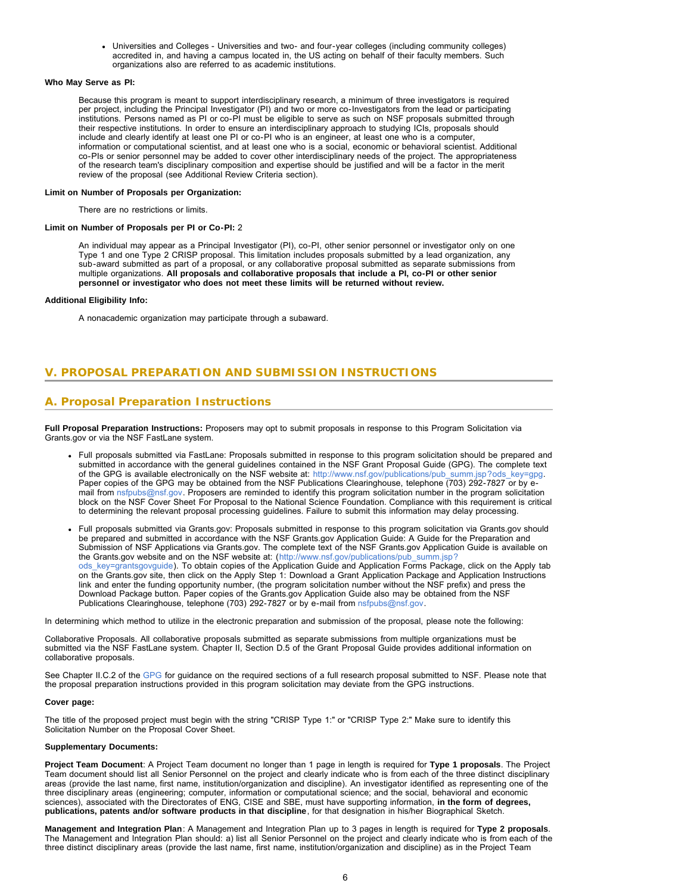- Universities and Colleges - Universities and two- and four-year colleges (including community colleges) accredited in, and having a campus located in, the US acting on behalf of their faculty members. Such organizations also are referred to as academic institutions.

**Who May Serve as PI:**

Because this program is meant to support interdisciplinary research, a minimum of three investigators is required per project, including the Principal Investigator (PI) and two or more co-Investigators from the lead or participating institutions. Persons named as PI or co-PI must be eligible to serve as such on NSF proposals submitted through their respective institutions. In order to ensure an interdisciplinary approach to studying ICIs, proposals should include and clearly identify at least one PI or co-PI who is an engineer, at least one who is a computer, information or computational scientist, and at least one who is a social, economic or behavioral scientist. Additional co-PIs or senior personnel may be added to cover other interdisciplinary needs of the project. The appropriateness of the research team's disciplinary composition and expertise should be justified and will be a factor in the merit review of the proposal (see Additional Review Criteria section).

**Limit on Number of Proposals per Organization:**

There are no restrictions or limits.

**Limit on Number of Proposals per PI or Co-PI:** 2

An individual may appear as a Principal Investigator (PI), co-PI, other senior personnel or investigator only on one Type 1 and one Type 2 CRISP proposal. This limitation includes proposals submitted by a lead organization, any sub-award submitted as part of a proposal, or any collaborative proposal submitted as separate submissions from multiple organizations. **All proposals and collaborative proposals that include a PI, co-PI or other senior personnel or investigator who does not meet these limits will be returned without review.**

**Additional Eligibility Info:**

A nonacademic organization may participate through a subaward.

## V. PROPOSAL PREPARATION AND SUBMISSION INSTRUCTIONS

### A. Proposal Preparation Instructions

**Full Proposal Preparation Instructions:** Proposers may opt to submit proposals in response to this Program Solicitation via Grants.gov or via the NSF FastLane system.

- Full proposals submitted via FastLane: Proposals submitted in response to this program solicitation should be prepared and submitted in accordance with the general guidelines contained in the NSF Grant Proposal Guide (GPG). The complete text of the GPG is available electronically on the NSF website at: http://www.nsf.gov/publications/pub_summ.jsp?ods_key=gpg. Paper copies of the GPG may be obtained from the NSF Publications Clearinghouse, telephone (703) 292-7827 or by e-mail from nsfpubs@nsf.gov. Proposers are reminded to identify this program solicitation number in the program solicitation block on the NSF Cover Sheet For Proposal to the National Science Foundation. Compliance with this requirement is critical to determining the relevant proposal processing guidelines. Failure to submit this information may delay processing.
- Full proposals submitted via Grants.gov: Proposals submitted in response to this program solicitation via Grants.gov should be prepared and submitted in accordance with the NSF Grants.gov Application Guide: A Guide for the Preparation and Submission of NSF Applications via Grants.gov. The complete text of the NSF Grants.gov Application Guide is available on the Grants.gov website and on the NSF website at: (http://www.nsf.gov/publications/pub_summ.jsp?ods_key=grantsgovguide). To obtain copies of the Application Guide and Application Forms Package, click on the Apply tab on the Grants.gov site, then click on the Apply Step 1: Download a Grant Application Package and Application Instructions link and enter the funding opportunity number, (the program solicitation number without the NSF prefix) and press the Download Package button. Paper copies of the Grants.gov Application Guide also may be obtained from the NSF Publications Clearinghouse, telephone (703) 292-7827 or by e-mail from nsfpubs@nsf.gov.

In determining which method to utilize in the electronic preparation and submission of the proposal, please note the following:

Collaborative Proposals. All collaborative proposals submitted as separate submissions from multiple organizations must be submitted via the NSF FastLane system. Chapter II, Section D.5 of the Grant Proposal Guide provides additional information on collaborative proposals.

See Chapter II.C.2 of the GPG for guidance on the required sections of a full research proposal submitted to NSF. Please note that the proposal preparation instructions provided in this program solicitation may deviate from the GPG instructions.

**Cover page:**

The title of the proposed project must begin with the string "CRISP Type 1:" or "CRISP Type 2:" Make sure to identify this Solicitation Number on the Proposal Cover Sheet.

**Supplementary Documents:**

**Project Team Document**: A Project Team document no longer than 1 page in length is required for **Type 1 proposals**. The Project Team document should list all Senior Personnel on the project and clearly indicate who is from each of the three distinct disciplinary areas (provide the last name, first name, institution/organization and discipline). An investigator identified as representing one of the three disciplinary areas (engineering; computer, information or computational science; and the social, behavioral and economic sciences), associated with the Directorates of ENG, CISE and SBE, must have supporting information, **in the form of degrees, publications, patents and/or software products in that discipline**, for that designation in his/her Biographical Sketch.

**Management and Integration Plan**: A Management and Integration Plan up to 3 pages in length is required for **Type 2 proposals**. The Management and Integration Plan should: a) list all Senior Personnel on the project and clearly indicate who is from each of the three distinct disciplinary areas (provide the last name, first name, institution/organization and discipline) as in the Project Team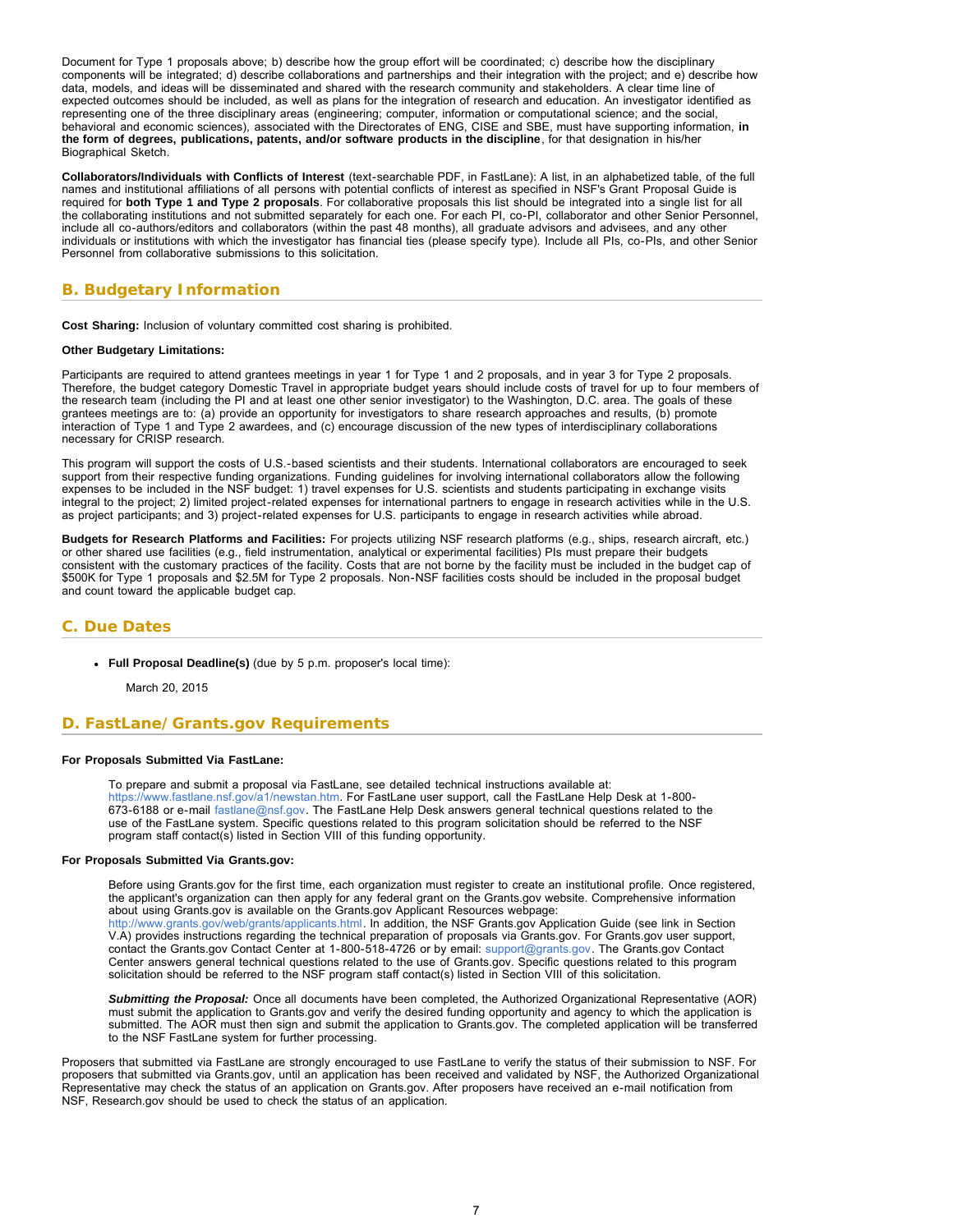Document for Type 1 proposals above; b) describe how the group effort will be coordinated; c) describe how the disciplinary components will be integrated; d) describe collaborations and partnerships and their integration with the project; and e) describe how data, models, and ideas will be disseminated and shared with the research community and stakeholders. A clear time line of expected outcomes should be included, as well as plans for the integration of research and education. An investigator identified as representing one of the three disciplinary areas (engineering; computer, information or computational science; and the social, behavioral and economic sciences), associated with the Directorates of ENG, CISE and SBE, must have supporting information, **in the form of degrees, publications, patents, and/or software products in the discipline**, for that designation in his/her Biographical Sketch.

**Collaborators/Individuals with Conflicts of Interest** (text-searchable PDF, in FastLane): A list, in an alphabetized table, of the full names and institutional affiliations of all persons with potential conflicts of interest as specified in NSF's Grant Proposal Guide is required for **both Type 1 and Type 2 proposals**. For collaborative proposals this list should be integrated into a single list for all the collaborating institutions and not submitted separately for each one. For each PI, co-PI, collaborator and other Senior Personnel, include all co-authors/editors and collaborators (within the past 48 months), all graduate advisors and advisees, and any other individuals or institutions with which the investigator has financial ties (please specify type). Include all PIs, co-PIs, and other Senior Personnel from collaborative submissions to this solicitation.

## B. Budgetary Information

**Cost Sharing:** Inclusion of voluntary committed cost sharing is prohibited.

**Other Budgetary Limitations:**

Participants are required to attend grantees meetings in year 1 for Type 1 and 2 proposals, and in year 3 for Type 2 proposals. Therefore, the budget category Domestic Travel in appropriate budget years should include costs of travel for up to four members of the research team (including the PI and at least one other senior investigator) to the Washington, D.C. area. The goals of these grantees meetings are to: (a) provide an opportunity for investigators to share research approaches and results, (b) promote interaction of Type 1 and Type 2 awardees, and (c) encourage discussion of the new types of interdisciplinary collaborations necessary for CRISP research.

This program will support the costs of U.S.-based scientists and their students. International collaborators are encouraged to seek support from their respective funding organizations. Funding guidelines for involving international collaborators allow the following expenses to be included in the NSF budget: 1) travel expenses for U.S. scientists and students participating in exchange visits integral to the project; 2) limited project-related expenses for international partners to engage in research activities while in the U.S. as project participants; and 3) project-related expenses for U.S. participants to engage in research activities while abroad.

**Budgets for Research Platforms and Facilities:** For projects utilizing NSF research platforms (e.g., ships, research aircraft, etc.) or other shared use facilities (e.g., field instrumentation, analytical or experimental facilities) PIs must prepare their budgets consistent with the customary practices of the facility. Costs that are not borne by the facility must be included in the budget cap of $500K for Type 1 proposals and $2.5M for Type 2 proposals. Non-NSF facilities costs should be included in the proposal budget and count toward the applicable budget cap.

## C. Due Dates

- **Full Proposal Deadline(s)** (due by 5 p.m. proposer's local time):

  March 20, 2015

## D. FastLane/Grants.gov Requirements

**For Proposals Submitted Via FastLane:**

To prepare and submit a proposal via FastLane, see detailed technical instructions available at: https://www.fastlane.nsf.gov/a1/newstan.htm. For FastLane user support, call the FastLane Help Desk at 1-800-673-6188 or e-mail fastlane@nsf.gov. The FastLane Help Desk answers general technical questions related to the use of the FastLane system. Specific questions related to this program solicitation should be referred to the NSF program staff contact(s) listed in Section VIII of this funding opportunity.

**For Proposals Submitted Via Grants.gov:**

Before using Grants.gov for the first time, each organization must register to create an institutional profile. Once registered, the applicant's organization can then apply for any federal grant on the Grants.gov website. Comprehensive information about using Grants.gov is available on the Grants.gov Applicant Resources webpage: http://www.grants.gov/web/grants/applicants.html. In addition, the NSF Grants.gov Application Guide (see link in Section V.A) provides instructions regarding the technical preparation of proposals via Grants.gov. For Grants.gov user support, contact the Grants.gov Contact Center at 1-800-518-4726 or by email: support@grants.gov. The Grants.gov Contact Center answers general technical questions related to the use of Grants.gov. Specific questions related to this program solicitation should be referred to the NSF program staff contact(s) listed in Section VIII of this solicitation.

***Submitting the Proposal:*** Once all documents have been completed, the Authorized Organizational Representative (AOR) must submit the application to Grants.gov and verify the desired funding opportunity and agency to which the application is submitted. The AOR must then sign and submit the application to Grants.gov. The completed application will be transferred to the NSF FastLane system for further processing.

Proposers that submitted via FastLane are strongly encouraged to use FastLane to verify the status of their submission to NSF. For proposers that submitted via Grants.gov, until an application has been received and validated by NSF, the Authorized Organizational Representative may check the status of an application on Grants.gov. After proposers have received an e-mail notification from NSF, Research.gov should be used to check the status of an application.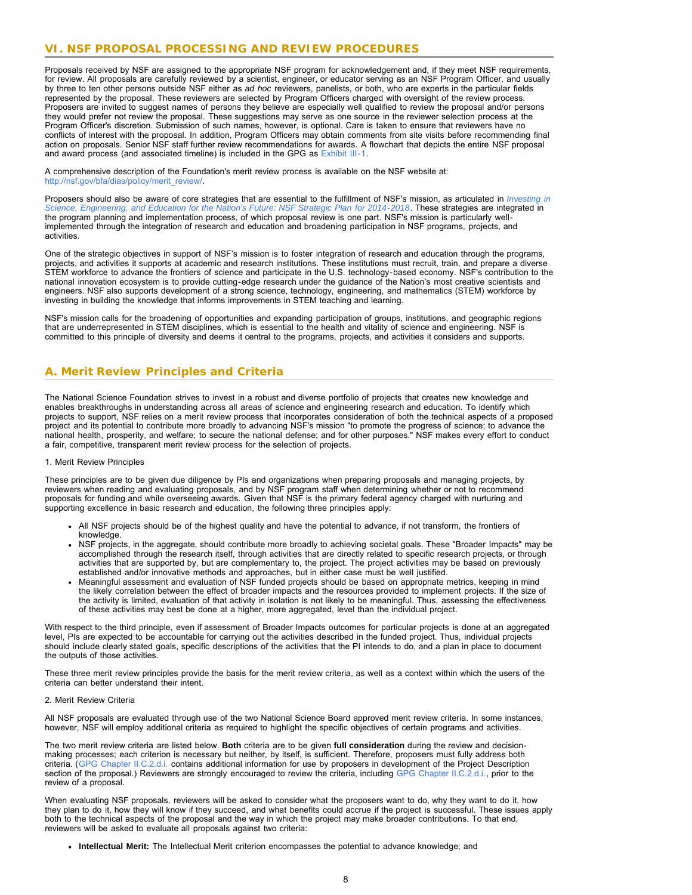## VI. NSF PROPOSAL PROCESSING AND REVIEW PROCEDURES

Proposals received by NSF are assigned to the appropriate NSF program for acknowledgement and, if they meet NSF requirements, for review. All proposals are carefully reviewed by a scientist, engineer, or educator serving as an NSF Program Officer, and usually by three to ten other persons outside NSF either as *ad hoc* reviewers, panelists, or both, who are experts in the particular fields represented by the proposal. These reviewers are selected by Program Officers charged with oversight of the review process. Proposers are invited to suggest names of persons they believe are especially well qualified to review the proposal and/or persons they would prefer not review the proposal. These suggestions may serve as one source in the reviewer selection process at the Program Officer's discretion. Submission of such names, however, is optional. Care is taken to ensure that reviewers have no conflicts of interest with the proposal. In addition, Program Officers may obtain comments from site visits before recommending final action on proposals. Senior NSF staff further review recommendations for awards. A flowchart that depicts the entire NSF proposal and award process (and associated timeline) is included in the GPG as Exhibit III-1.

A comprehensive description of the Foundation's merit review process is available on the NSF website at: http://nsf.gov/bfa/dias/policy/merit_review/.

Proposers should also be aware of core strategies that are essential to the fulfillment of NSF's mission, as articulated in *Investing in Science, Engineering, and Education for the Nation's Future: NSF Strategic Plan for 2014-2018*. These strategies are integrated in the program planning and implementation process, of which proposal review is one part. NSF's mission is particularly well-implemented through the integration of research and education and broadening participation in NSF programs, projects, and activities.

One of the strategic objectives in support of NSF's mission is to foster integration of research and education through the programs, projects, and activities it supports at academic and research institutions. These institutions must recruit, train, and prepare a diverse STEM workforce to advance the frontiers of science and participate in the U.S. technology-based economy. NSF's contribution to the national innovation ecosystem is to provide cutting-edge research under the guidance of the Nation's most creative scientists and engineers. NSF also supports development of a strong science, technology, engineering, and mathematics (STEM) workforce by investing in building the knowledge that informs improvements in STEM teaching and learning.

NSF's mission calls for the broadening of opportunities and expanding participation of groups, institutions, and geographic regions that are underrepresented in STEM disciplines, which is essential to the health and vitality of science and engineering. NSF is committed to this principle of diversity and deems it central to the programs, projects, and activities it considers and supports.

### A. Merit Review Principles and Criteria

The National Science Foundation strives to invest in a robust and diverse portfolio of projects that creates new knowledge and enables breakthroughs in understanding across all areas of science and engineering research and education. To identify which projects to support, NSF relies on a merit review process that incorporates consideration of both the technical aspects of a proposed project and its potential to contribute more broadly to advancing NSF's mission "to promote the progress of science; to advance the national health, prosperity, and welfare; to secure the national defense; and for other purposes." NSF makes every effort to conduct a fair, competitive, transparent merit review process for the selection of projects.

1. Merit Review Principles

These principles are to be given due diligence by PIs and organizations when preparing proposals and managing projects, by reviewers when reading and evaluating proposals, and by NSF program staff when determining whether or not to recommend proposals for funding and while overseeing awards. Given that NSF is the primary federal agency charged with nurturing and supporting excellence in basic research and education, the following three principles apply:

- All NSF projects should be of the highest quality and have the potential to advance, if not transform, the frontiers of knowledge.
- NSF projects, in the aggregate, should contribute more broadly to achieving societal goals. These "Broader Impacts" may be accomplished through the research itself, through activities that are directly related to specific research projects, or through activities that are supported by, but are complementary to, the project. The project activities may be based on previously established and/or innovative methods and approaches, but in either case must be well justified.
- Meaningful assessment and evaluation of NSF funded projects should be based on appropriate metrics, keeping in mind the likely correlation between the effect of broader impacts and the resources provided to implement projects. If the size of the activity is limited, evaluation of that activity in isolation is not likely to be meaningful. Thus, assessing the effectiveness of these activities may best be done at a higher, more aggregated, level than the individual project.

With respect to the third principle, even if assessment of Broader Impacts outcomes for particular projects is done at an aggregated level, PIs are expected to be accountable for carrying out the activities described in the funded project. Thus, individual projects should include clearly stated goals, specific descriptions of the activities that the PI intends to do, and a plan in place to document the outputs of those activities.

These three merit review principles provide the basis for the merit review criteria, as well as a context within which the users of the criteria can better understand their intent.

2. Merit Review Criteria

All NSF proposals are evaluated through use of the two National Science Board approved merit review criteria. In some instances, however, NSF will employ additional criteria as required to highlight the specific objectives of certain programs and activities.

The two merit review criteria are listed below. **Both** criteria are to be given **full consideration** during the review and decision-making processes; each criterion is necessary but neither, by itself, is sufficient. Therefore, proposers must fully address both criteria. (GPG Chapter II.C.2.d.i. contains additional information for use by proposers in development of the Project Description section of the proposal.) Reviewers are strongly encouraged to review the criteria, including GPG Chapter II.C.2.d.i., prior to the review of a proposal.

When evaluating NSF proposals, reviewers will be asked to consider what the proposers want to do, why they want to do it, how they plan to do it, how they will know if they succeed, and what benefits could accrue if the project is successful. These issues apply both to the technical aspects of the proposal and the way in which the project may make broader contributions. To that end, reviewers will be asked to evaluate all proposals against two criteria:

- **Intellectual Merit:** The Intellectual Merit criterion encompasses the potential to advance knowledge; and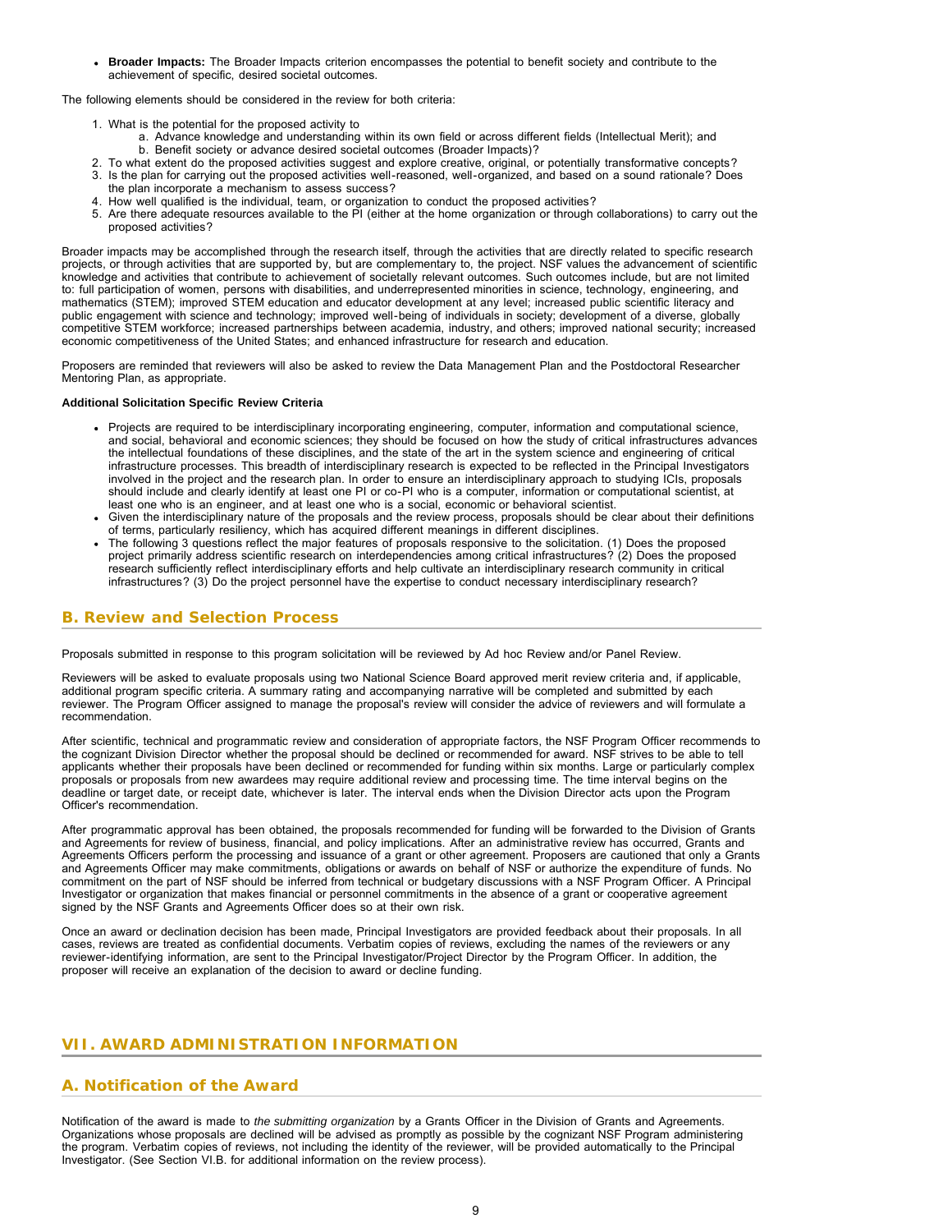- **Broader Impacts:** The Broader Impacts criterion encompasses the potential to benefit society and contribute to the achievement of specific, desired societal outcomes.

The following elements should be considered in the review for both criteria:

1. What is the potential for the proposed activity to
   a. Advance knowledge and understanding within its own field or across different fields (Intellectual Merit); and
   b. Benefit society or advance desired societal outcomes (Broader Impacts)?
2. To what extent do the proposed activities suggest and explore creative, original, or potentially transformative concepts?
3. Is the plan for carrying out the proposed activities well-reasoned, well-organized, and based on a sound rationale? Does the plan incorporate a mechanism to assess success?
4. How well qualified is the individual, team, or organization to conduct the proposed activities?
5. Are there adequate resources available to the PI (either at the home organization or through collaborations) to carry out the proposed activities?

Broader impacts may be accomplished through the research itself, through the activities that are directly related to specific research projects, or through activities that are supported by, but are complementary to, the project. NSF values the advancement of scientific knowledge and activities that contribute to achievement of societally relevant outcomes. Such outcomes include, but are not limited to: full participation of women, persons with disabilities, and underrepresented minorities in science, technology, engineering, and mathematics (STEM); improved STEM education and educator development at any level; increased public scientific literacy and public engagement with science and technology; improved well-being of individuals in society; development of a diverse, globally competitive STEM workforce; increased partnerships between academia, industry, and others; improved national security; increased economic competitiveness of the United States; and enhanced infrastructure for research and education.

Proposers are reminded that reviewers will also be asked to review the Data Management Plan and the Postdoctoral Researcher Mentoring Plan, as appropriate.

**Additional Solicitation Specific Review Criteria**

- Projects are required to be interdisciplinary incorporating engineering, computer, information and computational science, and social, behavioral and economic sciences; they should be focused on how the study of critical infrastructures advances the intellectual foundations of these disciplines, and the state of the art in the system science and engineering of critical infrastructure processes. This breadth of interdisciplinary research is expected to be reflected in the Principal Investigators involved in the project and the research plan. In order to ensure an interdisciplinary approach to studying ICIs, proposals should include and clearly identify at least one PI or co-PI who is a computer, information or computational scientist, at least one who is an engineer, and at least one who is a social, economic or behavioral scientist.
- Given the interdisciplinary nature of the proposals and the review process, proposals should be clear about their definitions of terms, particularly resiliency, which has acquired different meanings in different disciplines.
- The following 3 questions reflect the major features of proposals responsive to the solicitation. (1) Does the proposed project primarily address scientific research on interdependencies among critical infrastructures? (2) Does the proposed research sufficiently reflect interdisciplinary efforts and help cultivate an interdisciplinary research community in critical infrastructures? (3) Do the project personnel have the expertise to conduct necessary interdisciplinary research?

## B. Review and Selection Process

Proposals submitted in response to this program solicitation will be reviewed by Ad hoc Review and/or Panel Review.

Reviewers will be asked to evaluate proposals using two National Science Board approved merit review criteria and, if applicable, additional program specific criteria. A summary rating and accompanying narrative will be completed and submitted by each reviewer. The Program Officer assigned to manage the proposal's review will consider the advice of reviewers and will formulate a recommendation.

After scientific, technical and programmatic review and consideration of appropriate factors, the NSF Program Officer recommends to the cognizant Division Director whether the proposal should be declined or recommended for award. NSF strives to be able to tell applicants whether their proposals have been declined or recommended for funding within six months. Large or particularly complex proposals or proposals from new awardees may require additional review and processing time. The time interval begins on the deadline or target date, or receipt date, whichever is later. The interval ends when the Division Director acts upon the Program Officer's recommendation.

After programmatic approval has been obtained, the proposals recommended for funding will be forwarded to the Division of Grants and Agreements for review of business, financial, and policy implications. After an administrative review has occurred, Grants and Agreements Officers perform the processing and issuance of a grant or other agreement. Proposers are cautioned that only a Grants and Agreements Officer may make commitments, obligations or awards on behalf of NSF or authorize the expenditure of funds. No commitment on the part of NSF should be inferred from technical or budgetary discussions with a NSF Program Officer. A Principal Investigator or organization that makes financial or personnel commitments in the absence of a grant or cooperative agreement signed by the NSF Grants and Agreements Officer does so at their own risk.

Once an award or declination decision has been made, Principal Investigators are provided feedback about their proposals. In all cases, reviews are treated as confidential documents. Verbatim copies of reviews, excluding the names of the reviewers or any reviewer-identifying information, are sent to the Principal Investigator/Project Director by the Program Officer. In addition, the proposer will receive an explanation of the decision to award or decline funding.

# VII. AWARD ADMINISTRATION INFORMATION

## A. Notification of the Award

Notification of the award is made to *the submitting organization* by a Grants Officer in the Division of Grants and Agreements. Organizations whose proposals are declined will be advised as promptly as possible by the cognizant NSF Program administering the program. Verbatim copies of reviews, not including the identity of the reviewer, will be provided automatically to the Principal Investigator. (See Section VI.B. for additional information on the review process).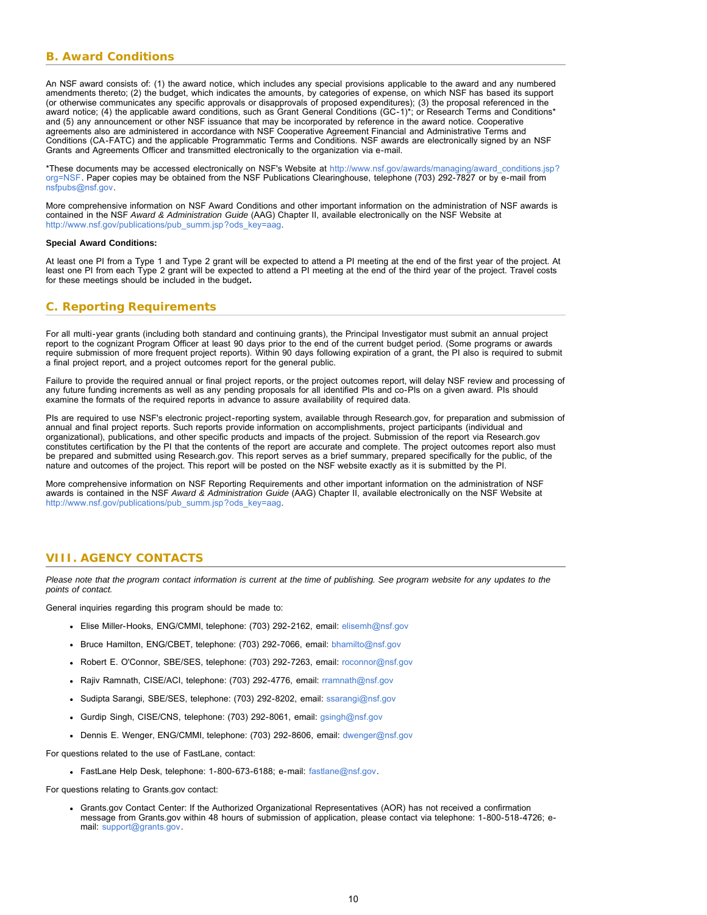## B. Award Conditions

An NSF award consists of: (1) the award notice, which includes any special provisions applicable to the award and any numbered amendments thereto; (2) the budget, which indicates the amounts, by categories of expense, on which NSF has based its support (or otherwise communicates any specific approvals or disapprovals of proposed expenditures); (3) the proposal referenced in the award notice; (4) the applicable award conditions, such as Grant General Conditions (GC-1)*; or Research Terms and Conditions* and (5) any announcement or other NSF issuance that may be incorporated by reference in the award notice. Cooperative agreements also are administered in accordance with NSF Cooperative Agreement Financial and Administrative Terms and Conditions (CA-FATC) and the applicable Programmatic Terms and Conditions. NSF awards are electronically signed by an NSF Grants and Agreements Officer and transmitted electronically to the organization via e-mail.

*These documents may be accessed electronically on NSF's Website at http://www.nsf.gov/awards/managing/award_conditions.jsp?org=NSF. Paper copies may be obtained from the NSF Publications Clearinghouse, telephone (703) 292-7827 or by e-mail from nsfpubs@nsf.gov.

More comprehensive information on NSF Award Conditions and other important information on the administration of NSF awards is contained in the NSF *Award & Administration Guide* (AAG) Chapter II, available electronically on the NSF Website at http://www.nsf.gov/publications/pub_summ.jsp?ods_key=aag.

**Special Award Conditions:**

At least one PI from a Type 1 and Type 2 grant will be expected to attend a PI meeting at the end of the first year of the project. At least one PI from each Type 2 grant will be expected to attend a PI meeting at the end of the third year of the project. Travel costs for these meetings should be included in the budget.

## C. Reporting Requirements

For all multi-year grants (including both standard and continuing grants), the Principal Investigator must submit an annual project report to the cognizant Program Officer at least 90 days prior to the end of the current budget period. (Some programs or awards require submission of more frequent project reports). Within 90 days following expiration of a grant, the PI also is required to submit a final project report, and a project outcomes report for the general public.

Failure to provide the required annual or final project reports, or the project outcomes report, will delay NSF review and processing of any future funding increments as well as any pending proposals for all identified PIs and co-PIs on a given award. PIs should examine the formats of the required reports in advance to assure availability of required data.

PIs are required to use NSF's electronic project-reporting system, available through Research.gov, for preparation and submission of annual and final project reports. Such reports provide information on accomplishments, project participants (individual and organizational), publications, and other specific products and impacts of the project. Submission of the report via Research.gov constitutes certification by the PI that the contents of the report are accurate and complete. The project outcomes report also must be prepared and submitted using Research.gov. This report serves as a brief summary, prepared specifically for the public, of the nature and outcomes of the project. This report will be posted on the NSF website exactly as it is submitted by the PI.

More comprehensive information on NSF Reporting Requirements and other important information on the administration of NSF awards is contained in the NSF *Award & Administration Guide* (AAG) Chapter II, available electronically on the NSF Website at http://www.nsf.gov/publications/pub_summ.jsp?ods_key=aag.

# VIII. AGENCY CONTACTS

*Please note that the program contact information is current at the time of publishing. See program website for any updates to the points of contact.*

General inquiries regarding this program should be made to:

- Elise Miller-Hooks, ENG/CMMI, telephone: (703) 292-2162, email: elisemh@nsf.gov
- Bruce Hamilton, ENG/CBET, telephone: (703) 292-7066, email: bhamilto@nsf.gov
- Robert E. O'Connor, SBE/SES, telephone: (703) 292-7263, email: roconnor@nsf.gov
- Rajiv Ramnath, CISE/ACI, telephone: (703) 292-4776, email: rramnath@nsf.gov
- Sudipta Sarangi, SBE/SES, telephone: (703) 292-8202, email: ssarangi@nsf.gov
- Gurdip Singh, CISE/CNS, telephone: (703) 292-8061, email: gsingh@nsf.gov
- Dennis E. Wenger, ENG/CMMI, telephone: (703) 292-8606, email: dwenger@nsf.gov

For questions related to the use of FastLane, contact:

- FastLane Help Desk, telephone: 1-800-673-6188; e-mail: fastlane@nsf.gov.

For questions relating to Grants.gov contact:

- Grants.gov Contact Center: If the Authorized Organizational Representatives (AOR) has not received a confirmation message from Grants.gov within 48 hours of submission of application, please contact via telephone: 1-800-518-4726; e-mail: support@grants.gov.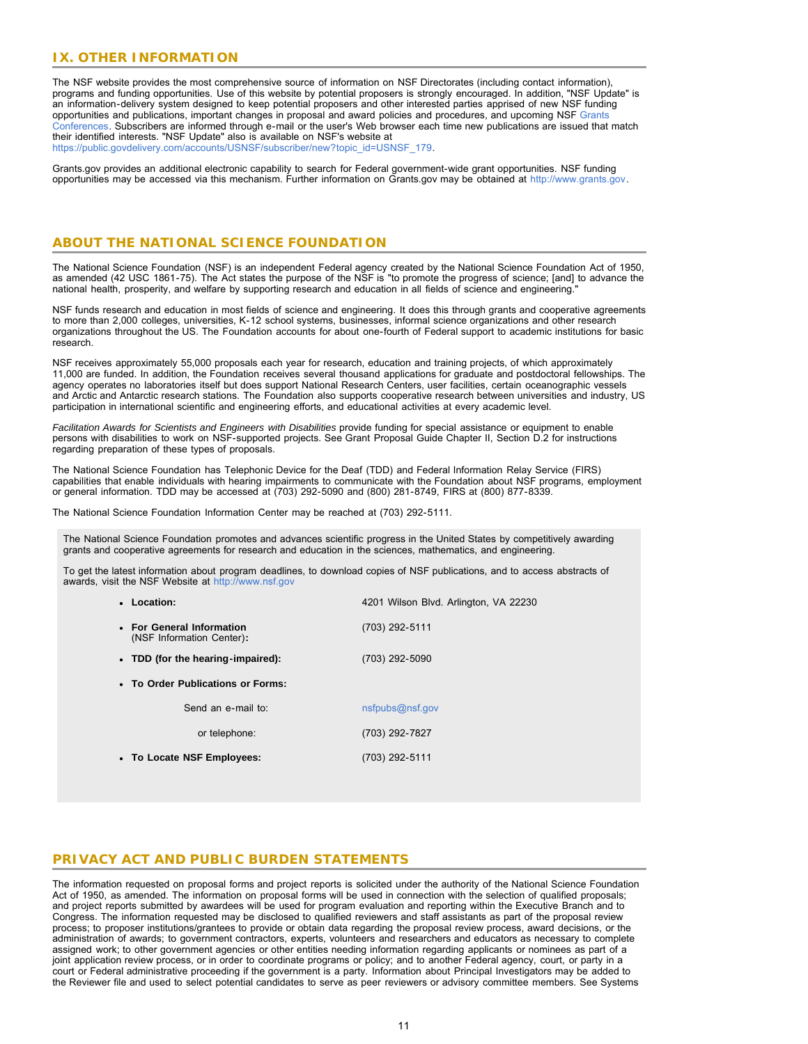## IX. OTHER INFORMATION

The NSF website provides the most comprehensive source of information on NSF Directorates (including contact information), programs and funding opportunities. Use of this website by potential proposers is strongly encouraged. In addition, "NSF Update" is an information-delivery system designed to keep potential proposers and other interested parties apprised of new NSF funding opportunities and publications, important changes in proposal and award policies and procedures, and upcoming NSF Grants Conferences. Subscribers are informed through e-mail or the user's Web browser each time new publications are issued that match their identified interests. "NSF Update" also is available on NSF's website at https://public.govdelivery.com/accounts/USNSF/subscriber/new?topic_id=USNSF_179.

Grants.gov provides an additional electronic capability to search for Federal government-wide grant opportunities. NSF funding opportunities may be accessed via this mechanism. Further information on Grants.gov may be obtained at http://www.grants.gov.

## ABOUT THE NATIONAL SCIENCE FOUNDATION

The National Science Foundation (NSF) is an independent Federal agency created by the National Science Foundation Act of 1950, as amended (42 USC 1861-75). The Act states the purpose of the NSF is "to promote the progress of science; [and] to advance the national health, prosperity, and welfare by supporting research and education in all fields of science and engineering."

NSF funds research and education in most fields of science and engineering. It does this through grants and cooperative agreements to more than 2,000 colleges, universities, K-12 school systems, businesses, informal science organizations and other research organizations throughout the US. The Foundation accounts for about one-fourth of Federal support to academic institutions for basic research.

NSF receives approximately 55,000 proposals each year for research, education and training projects, of which approximately 11,000 are funded. In addition, the Foundation receives several thousand applications for graduate and postdoctoral fellowships. The agency operates no laboratories itself but does support National Research Centers, user facilities, certain oceanographic vessels and Arctic and Antarctic research stations. The Foundation also supports cooperative research between universities and industry, US participation in international scientific and engineering efforts, and educational activities at every academic level.

*Facilitation Awards for Scientists and Engineers with Disabilities* provide funding for special assistance or equipment to enable persons with disabilities to work on NSF-supported projects. See Grant Proposal Guide Chapter II, Section D.2 for instructions regarding preparation of these types of proposals.

The National Science Foundation has Telephonic Device for the Deaf (TDD) and Federal Information Relay Service (FIRS) capabilities that enable individuals with hearing impairments to communicate with the Foundation about NSF programs, employment or general information. TDD may be accessed at (703) 292-5090 and (800) 281-8749, FIRS at (800) 877-8339.

The National Science Foundation Information Center may be reached at (703) 292-5111.

The National Science Foundation promotes and advances scientific progress in the United States by competitively awarding grants and cooperative agreements for research and education in the sciences, mathematics, and engineering.

To get the latest information about program deadlines, to download copies of NSF publications, and to access abstracts of awards, visit the NSF Website at http://www.nsf.gov

- **Location:** 4201 Wilson Blvd. Arlington, VA 22230
- **For General Information** (NSF Information Center)**:** (703) 292-5111
- **TDD (for the hearing-impaired):** (703) 292-5090
- **To Order Publications or Forms:**
  - Send an e-mail to: nsfpubs@nsf.gov
  - or telephone: (703) 292-7827
- **To Locate NSF Employees:** (703) 292-5111

## PRIVACY ACT AND PUBLIC BURDEN STATEMENTS

The information requested on proposal forms and project reports is solicited under the authority of the National Science Foundation Act of 1950, as amended. The information on proposal forms will be used in connection with the selection of qualified proposals; and project reports submitted by awardees will be used for program evaluation and reporting within the Executive Branch and to Congress. The information requested may be disclosed to qualified reviewers and staff assistants as part of the proposal review process; to proposer institutions/grantees to provide or obtain data regarding the proposal review process, award decisions, or the administration of awards; to government contractors, experts, volunteers and researchers and educators as necessary to complete assigned work; to other government agencies or other entities needing information regarding applicants or nominees as part of a joint application review process, or in order to coordinate programs or policy; and to another Federal agency, court, or party in a court or Federal administrative proceeding if the government is a party. Information about Principal Investigators may be added to the Reviewer file and used to select potential candidates to serve as peer reviewers or advisory committee members. See Systems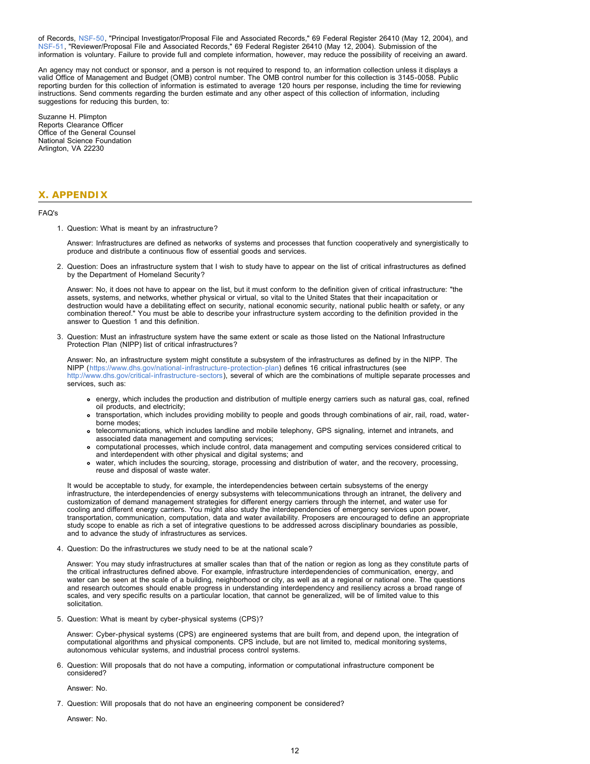of Records, NSF-50, "Principal Investigator/Proposal File and Associated Records," 69 Federal Register 26410 (May 12, 2004), and NSF-51, "Reviewer/Proposal File and Associated Records," 69 Federal Register 26410 (May 12, 2004). Submission of the information is voluntary. Failure to provide full and complete information, however, may reduce the possibility of receiving an award.

An agency may not conduct or sponsor, and a person is not required to respond to, an information collection unless it displays a valid Office of Management and Budget (OMB) control number. The OMB control number for this collection is 3145-0058. Public reporting burden for this collection of information is estimated to average 120 hours per response, including the time for reviewing instructions. Send comments regarding the burden estimate and any other aspect of this collection of information, including suggestions for reducing this burden, to:

Suzanne H. Plimpton
Reports Clearance Officer
Office of the General Counsel
National Science Foundation
Arlington, VA 22230

## X. APPENDIX

FAQ's

1. Question: What is meant by an infrastructure?

   Answer: Infrastructures are defined as networks of systems and processes that function cooperatively and synergistically to produce and distribute a continuous flow of essential goods and services.

2. Question: Does an infrastructure system that I wish to study have to appear on the list of critical infrastructures as defined by the Department of Homeland Security?

   Answer: No, it does not have to appear on the list, but it must conform to the definition given of critical infrastructure: "the assets, systems, and networks, whether physical or virtual, so vital to the United States that their incapacitation or destruction would have a debilitating effect on security, national economic security, national public health or safety, or any combination thereof." You must be able to describe your infrastructure system according to the definition provided in the answer to Question 1 and this definition.

3. Question: Must an infrastructure system have the same extent or scale as those listed on the National Infrastructure Protection Plan (NIPP) list of critical infrastructures?

   Answer: No, an infrastructure system might constitute a subsystem of the infrastructures as defined by in the NIPP. The NIPP (https://www.dhs.gov/national-infrastructure-protection-plan) defines 16 critical infrastructures (see http://www.dhs.gov/critical-infrastructure-sectors), several of which are the combinations of multiple separate processes and services, such as:

   - energy, which includes the production and distribution of multiple energy carriers such as natural gas, coal, refined oil products, and electricity;
   - transportation, which includes providing mobility to people and goods through combinations of air, rail, road, water-borne modes;
   - telecommunications, which includes landline and mobile telephony, GPS signaling, internet and intranets, and associated data management and computing services;
   - computational processes, which include control, data management and computing services considered critical to and interdependent with other physical and digital systems; and
   - water, which includes the sourcing, storage, processing and distribution of water, and the recovery, processing, reuse and disposal of waste water.

   It would be acceptable to study, for example, the interdependencies between certain subsystems of the energy infrastructure, the interdependencies of energy subsystems with telecommunications through an intranet, the delivery and customization of demand management strategies for different energy carriers through the internet, and water use for cooling and different energy carriers. You might also study the interdependencies of emergency services upon power, transportation, communication, computation, data and water availability. Proposers are encouraged to define an appropriate study scope to enable as rich a set of integrative questions to be addressed across disciplinary boundaries as possible, and to advance the study of infrastructures as services.

4. Question: Do the infrastructures we study need to be at the national scale?

   Answer: You may study infrastructures at smaller scales than that of the nation or region as long as they constitute parts of the critical infrastructures defined above. For example, infrastructure interdependencies of communication, energy, and water can be seen at the scale of a building, neighborhood or city, as well as at a regional or national one. The questions and research outcomes should enable progress in understanding interdependency and resiliency across a broad range of scales, and very specific results on a particular location, that cannot be generalized, will be of limited value to this solicitation.

5. Question: What is meant by cyber-physical systems (CPS)?

   Answer: Cyber-physical systems (CPS) are engineered systems that are built from, and depend upon, the integration of computational algorithms and physical components. CPS include, but are not limited to, medical monitoring systems, autonomous vehicular systems, and industrial process control systems.

6. Question: Will proposals that do not have a computing, information or computational infrastructure component be considered?

   Answer: No.

7. Question: Will proposals that do not have an engineering component be considered?

   Answer: No.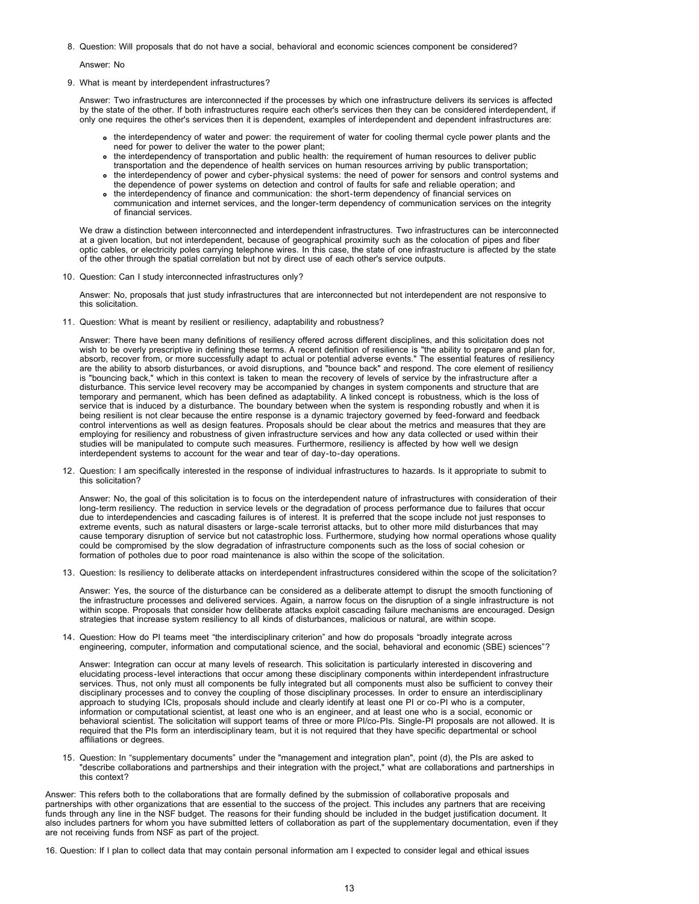8. Question: Will proposals that do not have a social, behavioral and economic sciences component be considered?

   Answer: No

9. What is meant by interdependent infrastructures?

   Answer: Two infrastructures are interconnected if the processes by which one infrastructure delivers its services is affected by the state of the other. If both infrastructures require each other's services then they can be considered interdependent, if only one requires the other's services then it is dependent, examples of interdependent and dependent infrastructures are:

   - the interdependency of water and power: the requirement of water for cooling thermal cycle power plants and the need for power to deliver the water to the power plant;
   - the interdependency of transportation and public health: the requirement of human resources to deliver public transportation and the dependence of health services on human resources arriving by public transportation;
   - the interdependency of power and cyber-physical systems: the need of power for sensors and control systems and the dependence of power systems on detection and control of faults for safe and reliable operation; and
   - the interdependency of finance and communication: the short-term dependency of financial services on communication and internet services, and the longer-term dependency of communication services on the integrity of financial services.

   We draw a distinction between interconnected and interdependent infrastructures. Two infrastructures can be interconnected at a given location, but not interdependent, because of geographical proximity such as the colocation of pipes and fiber optic cables, or electricity poles carrying telephone wires. In this case, the state of one infrastructure is affected by the state of the other through the spatial correlation but not by direct use of each other's service outputs.

10. Question: Can I study interconnected infrastructures only?

    Answer: No, proposals that just study infrastructures that are interconnected but not interdependent are not responsive to this solicitation.

11. Question: What is meant by resilient or resiliency, adaptability and robustness?

    Answer: There have been many definitions of resiliency offered across different disciplines, and this solicitation does not wish to be overly prescriptive in defining these terms. A recent definition of resilience is "the ability to prepare and plan for, absorb, recover from, or more successfully adapt to actual or potential adverse events." The essential features of resiliency are the ability to absorb disturbances, or avoid disruptions, and "bounce back" and respond. The core element of resiliency is "bouncing back," which in this context is taken to mean the recovery of levels of service by the infrastructure after a disturbance. This service level recovery may be accompanied by changes in system components and structure that are temporary and permanent, which has been defined as adaptability. A linked concept is robustness, which is the loss of service that is induced by a disturbance. The boundary between when the system is responding robustly and when it is being resilient is not clear because the entire response is a dynamic trajectory governed by feed-forward and feedback control interventions as well as design features. Proposals should be clear about the metrics and measures that they are employing for resiliency and robustness of given infrastructure services and how any data collected or used within their studies will be manipulated to compute such measures. Furthermore, resiliency is affected by how well we design interdependent systems to account for the wear and tear of day-to-day operations.

12. Question: I am specifically interested in the response of individual infrastructures to hazards. Is it appropriate to submit to this solicitation?

    Answer: No, the goal of this solicitation is to focus on the interdependent nature of infrastructures with consideration of their long-term resiliency. The reduction in service levels or the degradation of process performance due to failures that occur due to interdependencies and cascading failures is of interest. It is preferred that the scope include not just responses to extreme events, such as natural disasters or large-scale terrorist attacks, but to other more mild disturbances that may cause temporary disruption of service but not catastrophic loss. Furthermore, studying how normal operations whose quality could be compromised by the slow degradation of infrastructure components such as the loss of social cohesion or formation of potholes due to poor road maintenance is also within the scope of the solicitation.

13. Question: Is resiliency to deliberate attacks on interdependent infrastructures considered within the scope of the solicitation?

    Answer: Yes, the source of the disturbance can be considered as a deliberate attempt to disrupt the smooth functioning of the infrastructure processes and delivered services. Again, a narrow focus on the disruption of a single infrastructure is not within scope. Proposals that consider how deliberate attacks exploit cascading failure mechanisms are encouraged. Design strategies that increase system resiliency to all kinds of disturbances, malicious or natural, are within scope.

14. Question: How do PI teams meet "the interdisciplinary criterion" and how do proposals "broadly integrate across engineering, computer, information and computational science, and the social, behavioral and economic (SBE) sciences"?

    Answer: Integration can occur at many levels of research. This solicitation is particularly interested in discovering and elucidating process-level interactions that occur among these disciplinary components within interdependent infrastructure services. Thus, not only must all components be fully integrated but all components must also be sufficient to convey their disciplinary processes and to convey the coupling of those disciplinary processes. In order to ensure an interdisciplinary approach to studying ICIs, proposals should include and clearly identify at least one PI or co-PI who is a computer, information or computational scientist, at least one who is an engineer, and at least one who is a social, economic or behavioral scientist. The solicitation will support teams of three or more PI/co-PIs. Single-PI proposals are not allowed. It is required that the PIs form an interdisciplinary team, but it is not required that they have specific departmental or school affiliations or degrees.

15. Question: In "supplementary documents" under the "management and integration plan", point (d), the PIs are asked to "describe collaborations and partnerships and their integration with the project," what are collaborations and partnerships in this context?

Answer: This refers both to the collaborations that are formally defined by the submission of collaborative proposals and partnerships with other organizations that are essential to the success of the project. This includes any partners that are receiving funds through any line in the NSF budget. The reasons for their funding should be included in the budget justification document. It also includes partners for whom you have submitted letters of collaboration as part of the supplementary documentation, even if they are not receiving funds from NSF as part of the project.

16. Question: If I plan to collect data that may contain personal information am I expected to consider legal and ethical issues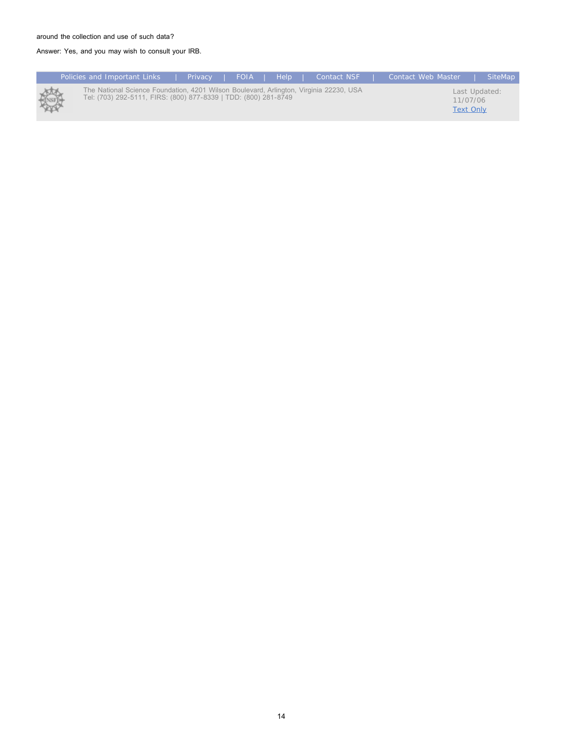around the collection and use of such data?

Answer: Yes, and you may wish to consult your IRB.

Policies and Important Links | Privacy | FOIA | Help | Contact NSF | Contact Web Master | SiteMap

The National Science Foundation, 4201 Wilson Boulevard, Arlington, Virginia 22230, USA
Tel: (703) 292-5111, FIRS: (800) 877-8339 | TDD: (800) 281-8749

Last Updated:
11/07/06
Text Only